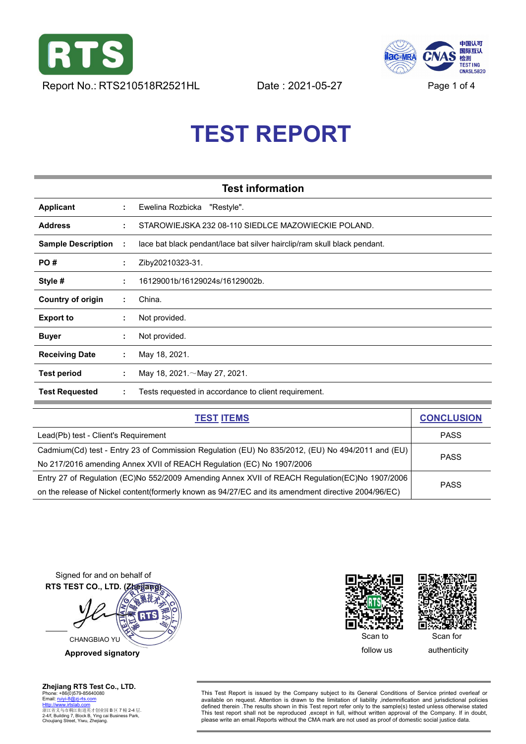Report No.: RTS210518R2521HL    Date : 2021-05-27

# TEST REPORT

## Test information

| | | |
|---|---|---|
| **Applicant** | : | Ewelina Rozbicka "Restyle". |
| **Address** | : | STAROWIEJSKA 232 08-110 SIEDLCE MAZOWIECKIE POLAND. |
| **Sample Description** | : | lace bat black pendant/lace bat silver hairclip/ram skull black pendant. |
| **PO #** | : | Ziby20210323-31. |
| **Style #** | : | 16129001b/16129024s/16129002b. |
| **Country of origin** | : | China. |
| **Export to** | : | Not provided. |
| **Buyer** | : | Not provided. |
| **Receiving Date** | : | May 18, 2021. |
| **Test period** | : | May 18, 2021.～May 27, 2021. |
| **Test Requested** | : | Tests requested in accordance to client requirement. |

| TEST ITEMS | CONCLUSION |
|---|---|
| Lead(Pb) test - Client's Requirement | PASS |
| Cadmium(Cd) test - Entry 23 of Commission Regulation (EU) No 835/2012, (EU) No 494/2011 and (EU) No 217/2016 amending Annex XVII of REACH Regulation (EC) No 1907/2006 | PASS |
| Entry 27 of Regulation (EC)No 552/2009 Amending Annex XVII of REACH Regulation(EC)No 1907/2006 on the release of Nickel content(formerly known as 94/27/EC and its amendment directive 2004/96/EC) | PASS |

Signed for and on behalf of
RTS TEST CO., LTD. (Zhejiang)

CHANGBIAO YU

**Approved signatory**

Scan to follow us    Scan for authenticity

**Zhejiang RTS Test Co., LTD.**
Phone: +86(0)579-85640080
Email: ruiyi-8@zj-rts.com
Http://www.irtslab.com
浙江省义乌市稠江街道英才创业园 B 区 7 幢 2-4 层.
2-4/f, Building 7, Block B, Ying cai Business Park, Choujiang Street, Yiwu, Zhejiang.

This Test Report is issued by the Company subject to its General Conditions of Service printed overleaf or available on request. Attention is drawn to the limitation of liability ,indemnification and jurisdictional policies defined therein .The results shown in this Test report refer only to the sample(s) tested unless otherwise stated This test report shall not be reproduced ,except in full, without written approval of the Company. If in doubt, please write an email.Reports without the CMA mark are not used as proof of domestic social justice data.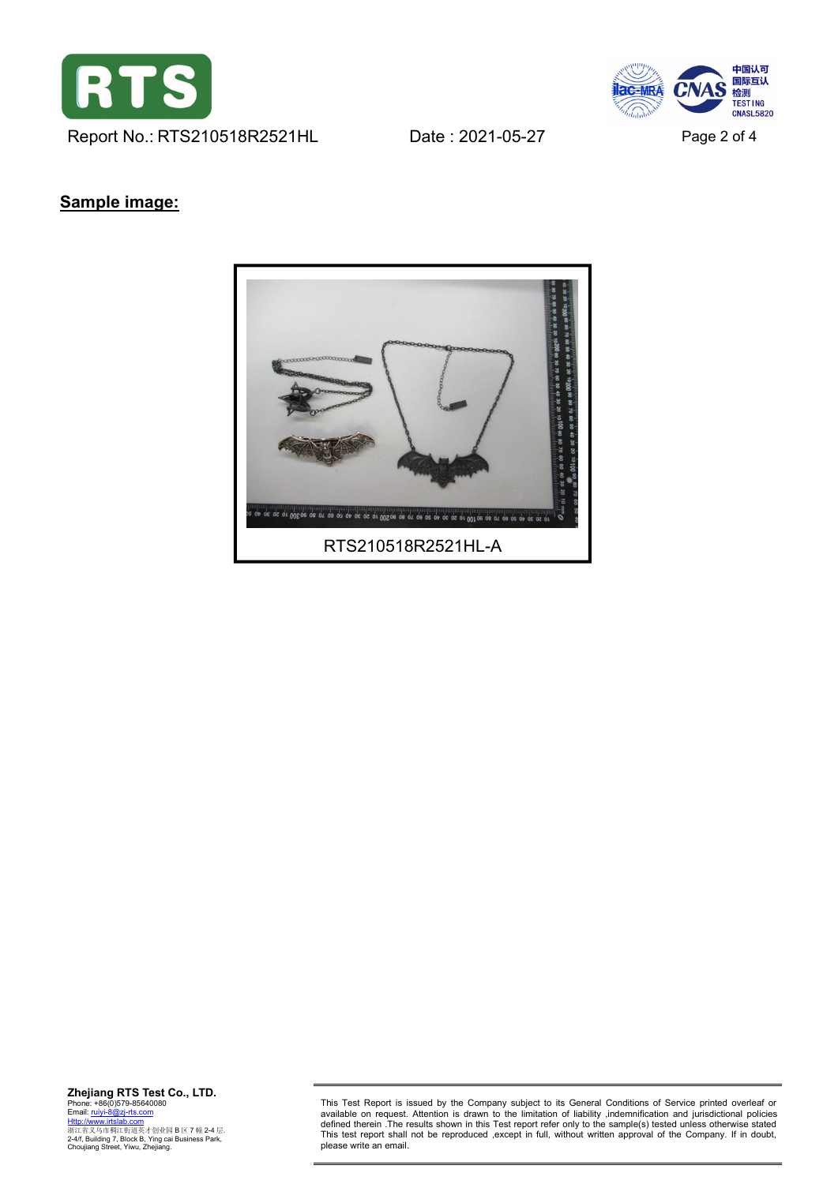## Sample image:

RTS210518R2521HL-A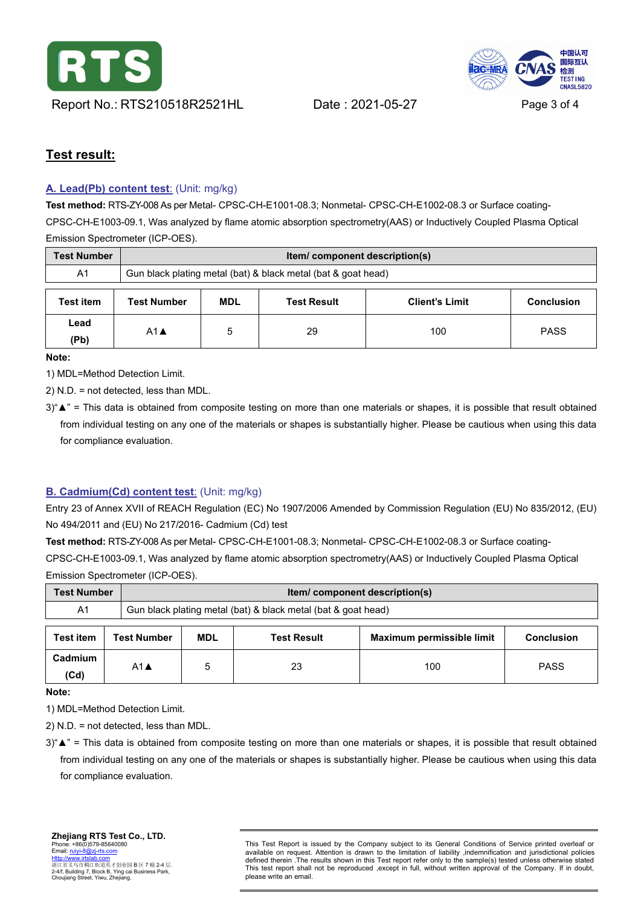## Test result:

### A. Lead(Pb) content test: (Unit: mg/kg)

**Test method:** RTS-ZY-008 As per Metal- CPSC-CH-E1001-08.3; Nonmetal- CPSC-CH-E1002-08.3 or Surface coating-CPSC-CH-E1003-09.1, Was analyzed by flame atomic absorption spectrometry(AAS) or Inductively Coupled Plasma Optical Emission Spectrometer (ICP-OES).

| Test Number | Item/ component description(s) |
|---|---|
| A1 | Gun black plating metal (bat) & black metal (bat & goat head) |

| Test item | Test Number | MDL | Test Result | Client's Limit | Conclusion |
|---|---|---|---|---|---|
| Lead (Pb) | A1▲ | 5 | 29 | 100 | PASS |

**Note:**

1) MDL=Method Detection Limit.

2) N.D. = not detected, less than MDL.

3)"▲" = This data is obtained from composite testing on more than one materials or shapes, it is possible that result obtained from individual testing on any one of the materials or shapes is substantially higher. Please be cautious when using this data for compliance evaluation.

### B. Cadmium(Cd) content test: (Unit: mg/kg)

Entry 23 of Annex XVII of REACH Regulation (EC) No 1907/2006 Amended by Commission Regulation (EU) No 835/2012, (EU) No 494/2011 and (EU) No 217/2016- Cadmium (Cd) test

**Test method:** RTS-ZY-008 As per Metal- CPSC-CH-E1001-08.3; Nonmetal- CPSC-CH-E1002-08.3 or Surface coating-CPSC-CH-E1003-09.1, Was analyzed by flame atomic absorption spectrometry(AAS) or Inductively Coupled Plasma Optical Emission Spectrometer (ICP-OES).

| Test Number | Item/ component description(s) |
|---|---|
| A1 | Gun black plating metal (bat) & black metal (bat & goat head) |

| Test item | Test Number | MDL | Test Result | Maximum permissible limit | Conclusion |
|---|---|---|---|---|---|
| Cadmium (Cd) | A1▲ | 5 | 23 | 100 | PASS |

**Note:**

1) MDL=Method Detection Limit.

2) N.D. = not detected, less than MDL.

3)"▲" = This data is obtained from composite testing on more than one materials or shapes, it is possible that result obtained from individual testing on any one of the materials or shapes is substantially higher. Please be cautious when using this data for compliance evaluation.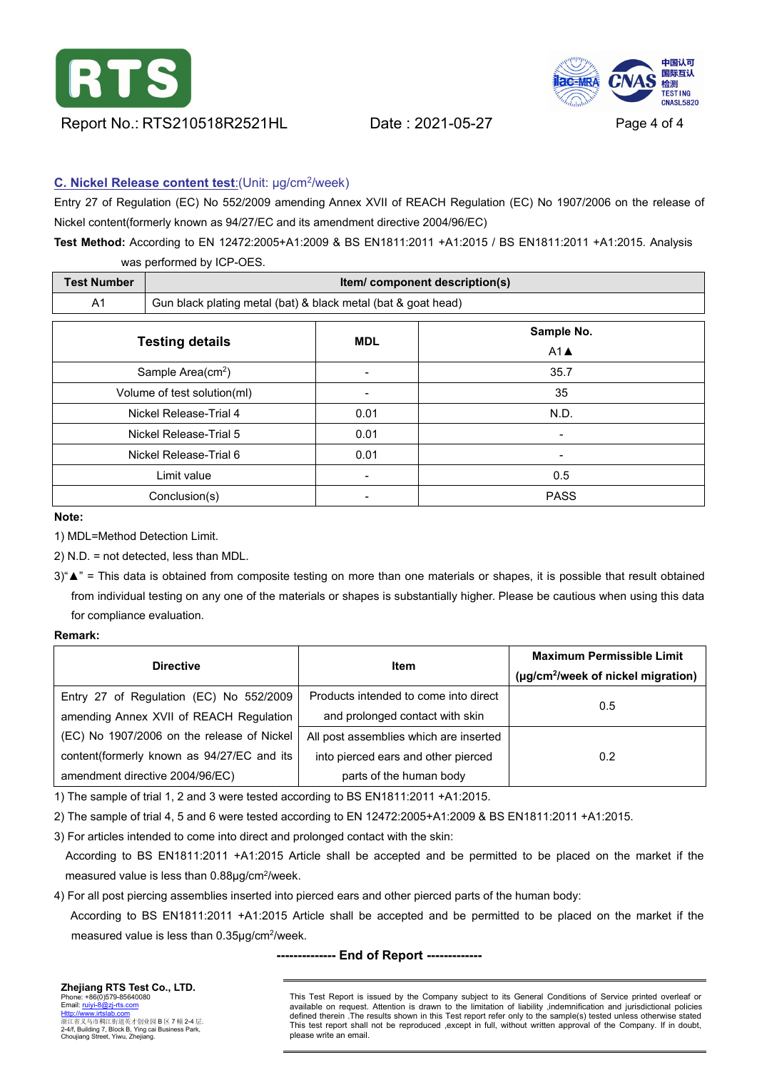## C. Nickel Release content test:(Unit: μg/cm$^2$/week)

Entry 27 of Regulation (EC) No 552/2009 amending Annex XVII of REACH Regulation (EC) No 1907/2006 on the release of Nickel content(formerly known as 94/27/EC and its amendment directive 2004/96/EC)

**Test Method:** According to EN 12472:2005+A1:2009 & BS EN1811:2011 +A1:2015 / BS EN1811:2011 +A1:2015. Analysis was performed by ICP-OES.

| Test Number | Item/ component description(s) |
|---|---|
| A1 | Gun black plating metal (bat) & black metal (bat & goat head) |

| Testing details | MDL | Sample No. A1▲ |
|---|---|---|
| Sample Area(cm$^2$) | - | 35.7 |
| Volume of test solution(ml) | - | 35 |
| Nickel Release-Trial 4 | 0.01 | N.D. |
| Nickel Release-Trial 5 | 0.01 | - |
| Nickel Release-Trial 6 | 0.01 | - |
| Limit value | - | 0.5 |
| Conclusion(s) | - | PASS |

**Note:**

1) MDL=Method Detection Limit.

2) N.D. = not detected, less than MDL.

3)"▲" = This data is obtained from composite testing on more than one materials or shapes, it is possible that result obtained from individual testing on any one of the materials or shapes is substantially higher. Please be cautious when using this data for compliance evaluation.

**Remark:**

| Directive | Item | Maximum Permissible Limit (μg/cm$^2$/week of nickel migration) |
|---|---|---|
| Entry 27 of Regulation (EC) No 552/2009 amending Annex XVII of REACH Regulation (EC) No 1907/2006 on the release of Nickel content(formerly known as 94/27/EC and its amendment directive 2004/96/EC) | Products intended to come into direct and prolonged contact with skin | 0.5 |
| | All post assemblies which are inserted into pierced ears and other pierced parts of the human body | 0.2 |

1) The sample of trial 1, 2 and 3 were tested according to BS EN1811:2011 +A1:2015.

2) The sample of trial 4, 5 and 6 were tested according to EN 12472:2005+A1:2009 & BS EN1811:2011 +A1:2015.

3) For articles intended to come into direct and prolonged contact with the skin:
According to BS EN1811:2011 +A1:2015 Article shall be accepted and be permitted to be placed on the market if the measured value is less than 0.88μg/cm$^2$/week.

4) For all post piercing assemblies inserted into pierced ears and other pierced parts of the human body:
According to BS EN1811:2011 +A1:2015 Article shall be accepted and be permitted to be placed on the market if the measured value is less than 0.35μg/cm$^2$/week.

**-------------- End of Report -------------**

**Zhejiang RTS Test Co., LTD.**
Phone: +86(0)579-85640080
Email: ruiyi-8@zj-rts.com
Http://www.irtslab.com
浙江省义乌市稠江街道英才创业园 B 区 7 幢 2-4 层.
2-4/f, Building 7, Block B, Ying cai Business Park, Choujiang Street, Yiwu, Zhejiang.

This Test Report is issued by the Company subject to its General Conditions of Service printed overleaf or available on request. Attention is drawn to the limitation of liability ,indemnification and jurisdictional policies defined therein .The results shown in this Test report refer only to the sample(s) tested unless otherwise stated This test report shall not be reproduced ,except in full, without written approval of the Company. If in doubt, please write an email.